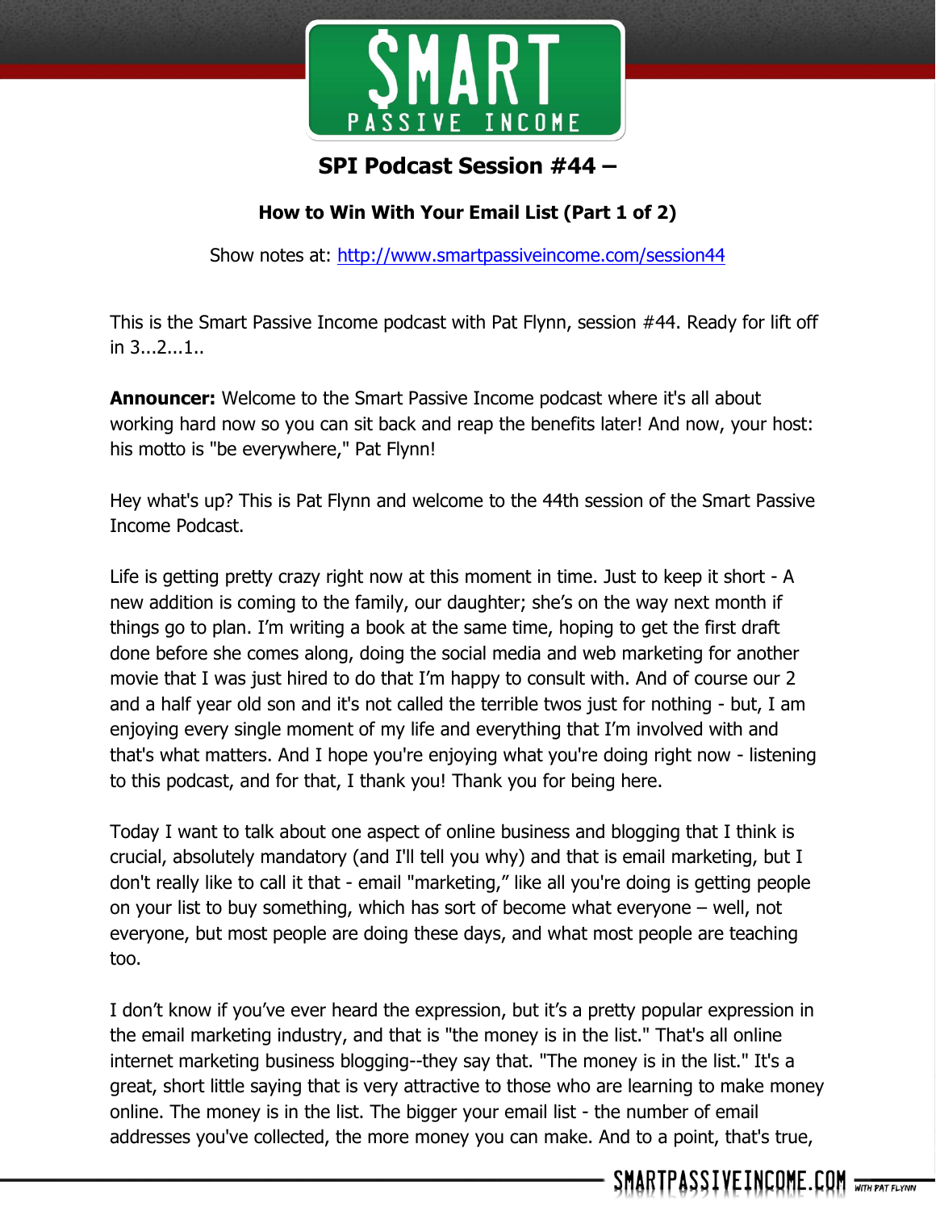# SPI Podcast Session #44 –

## How to Win With Your Email List (Part 1 of 2)

Show notes at: http://www.smartpassiveincome.com/session44

This is the Smart Passive Income podcast with Pat Flynn, session #44. Ready for lift off in 3...2...1..

**Announcer:** Welcome to the Smart Passive Income podcast where it's all about working hard now so you can sit back and reap the benefits later! And now, your host: his motto is "be everywhere," Pat Flynn!

Hey what's up? This is Pat Flynn and welcome to the 44th session of the Smart Passive Income Podcast.

Life is getting pretty crazy right now at this moment in time. Just to keep it short - A new addition is coming to the family, our daughter; she's on the way next month if things go to plan. I'm writing a book at the same time, hoping to get the first draft done before she comes along, doing the social media and web marketing for another movie that I was just hired to do that I'm happy to consult with. And of course our 2 and a half year old son and it's not called the terrible twos just for nothing - but, I am enjoying every single moment of my life and everything that I'm involved with and that's what matters. And I hope you're enjoying what you're doing right now - listening to this podcast, and for that, I thank you! Thank you for being here.

Today I want to talk about one aspect of online business and blogging that I think is crucial, absolutely mandatory (and I'll tell you why) and that is email marketing, but I don't really like to call it that - email "marketing," like all you're doing is getting people on your list to buy something, which has sort of become what everyone – well, not everyone, but most people are doing these days, and what most people are teaching too.

I don't know if you've ever heard the expression, but it's a pretty popular expression in the email marketing industry, and that is "the money is in the list." That's all online internet marketing business blogging--they say that. "The money is in the list." It's a great, short little saying that is very attractive to those who are learning to make money online. The money is in the list. The bigger your email list - the number of email addresses you've collected, the more money you can make. And to a point, that's true,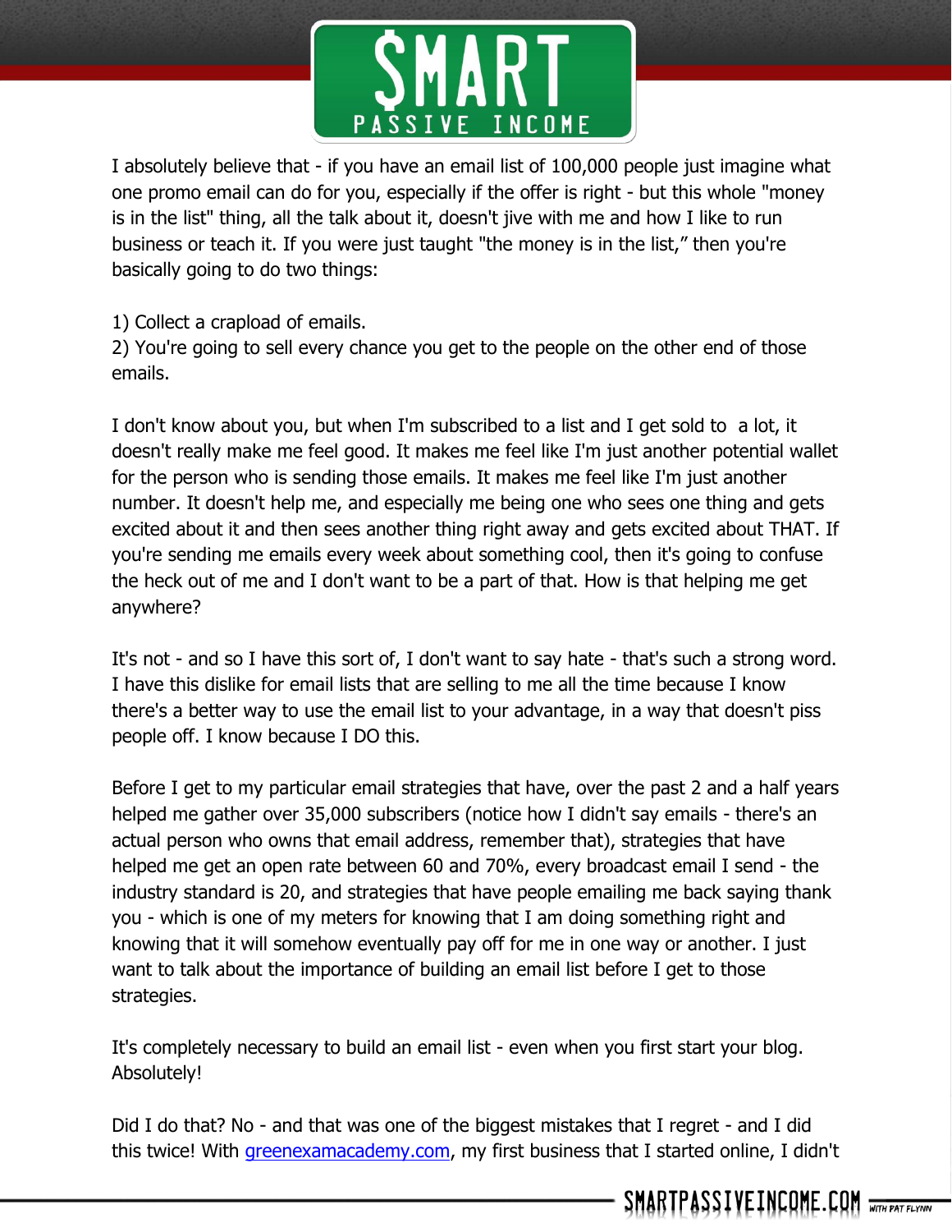I absolutely believe that - if you have an email list of 100,000 people just imagine what one promo email can do for you, especially if the offer is right - but this whole "money is in the list" thing, all the talk about it, doesn't jive with me and how I like to run business or teach it. If you were just taught "the money is in the list," then you're basically going to do two things:

1) Collect a crapload of emails.
2) You're going to sell every chance you get to the people on the other end of those emails.

I don't know about you, but when I'm subscribed to a list and I get sold to a lot, it doesn't really make me feel good. It makes me feel like I'm just another potential wallet for the person who is sending those emails. It makes me feel like I'm just another number. It doesn't help me, and especially me being one who sees one thing and gets excited about it and then sees another thing right away and gets excited about THAT. If you're sending me emails every week about something cool, then it's going to confuse the heck out of me and I don't want to be a part of that. How is that helping me get anywhere?

It's not - and so I have this sort of, I don't want to say hate - that's such a strong word. I have this dislike for email lists that are selling to me all the time because I know there's a better way to use the email list to your advantage, in a way that doesn't piss people off. I know because I DO this.

Before I get to my particular email strategies that have, over the past 2 and a half years helped me gather over 35,000 subscribers (notice how I didn't say emails - there's an actual person who owns that email address, remember that), strategies that have helped me get an open rate between 60 and 70%, every broadcast email I send - the industry standard is 20, and strategies that have people emailing me back saying thank you - which is one of my meters for knowing that I am doing something right and knowing that it will somehow eventually pay off for me in one way or another. I just want to talk about the importance of building an email list before I get to those strategies.

It's completely necessary to build an email list - even when you first start your blog. Absolutely!

Did I do that? No - and that was one of the biggest mistakes that I regret - and I did this twice! With greenexamacademy.com, my first business that I started online, I didn't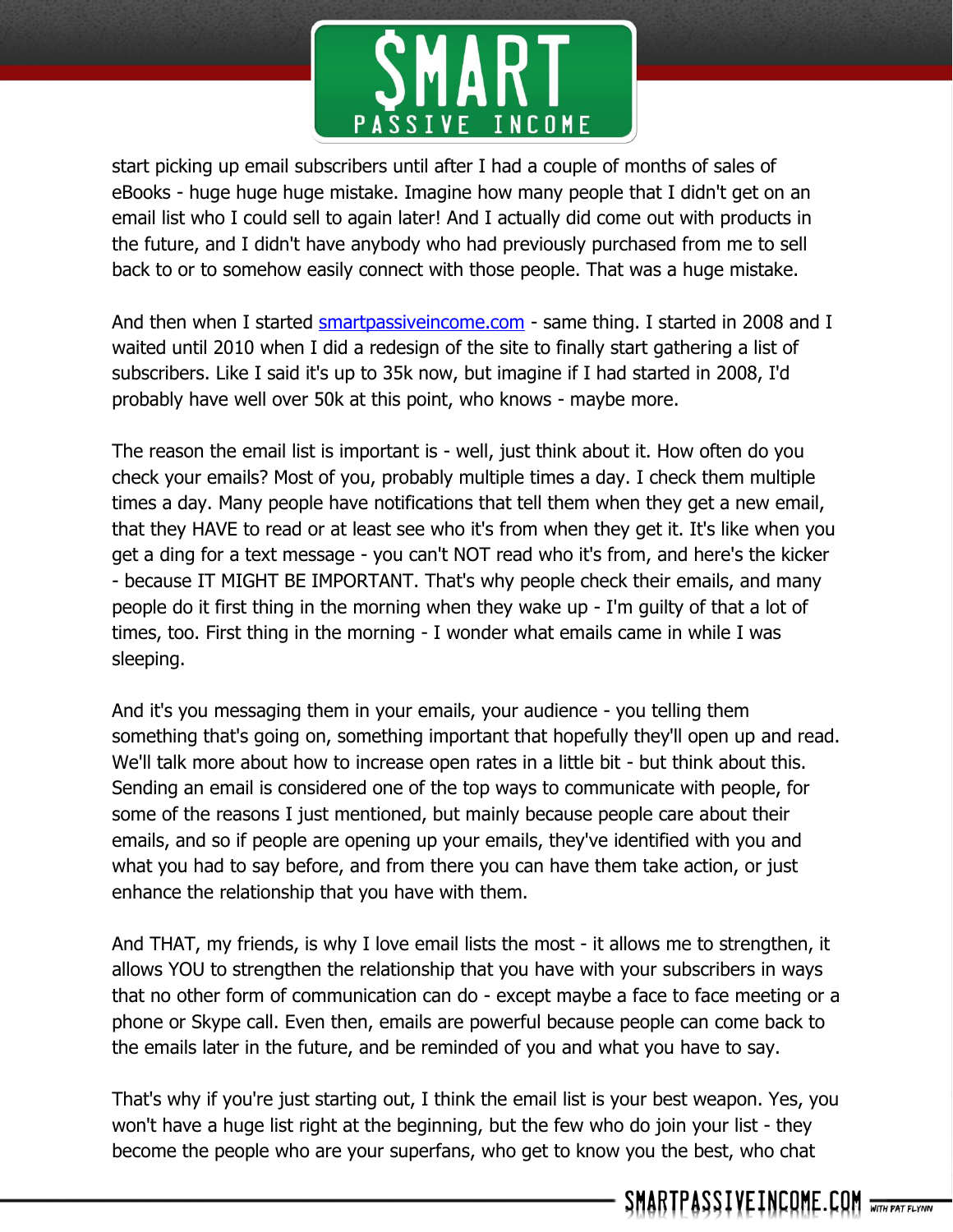start picking up email subscribers until after I had a couple of months of sales of eBooks - huge huge huge mistake. Imagine how many people that I didn't get on an email list who I could sell to again later! And I actually did come out with products in the future, and I didn't have anybody who had previously purchased from me to sell back to or to somehow easily connect with those people. That was a huge mistake.

And then when I started [smartpassiveincome.com](http://smartpassiveincome.com) - same thing. I started in 2008 and I waited until 2010 when I did a redesign of the site to finally start gathering a list of subscribers. Like I said it's up to 35k now, but imagine if I had started in 2008, I'd probably have well over 50k at this point, who knows - maybe more.

The reason the email list is important is - well, just think about it. How often do you check your emails? Most of you, probably multiple times a day. I check them multiple times a day. Many people have notifications that tell them when they get a new email, that they HAVE to read or at least see who it's from when they get it. It's like when you get a ding for a text message - you can't NOT read who it's from, and here's the kicker - because IT MIGHT BE IMPORTANT. That's why people check their emails, and many people do it first thing in the morning when they wake up - I'm guilty of that a lot of times, too. First thing in the morning - I wonder what emails came in while I was sleeping.

And it's you messaging them in your emails, your audience - you telling them something that's going on, something important that hopefully they'll open up and read. We'll talk more about how to increase open rates in a little bit - but think about this. Sending an email is considered one of the top ways to communicate with people, for some of the reasons I just mentioned, but mainly because people care about their emails, and so if people are opening up your emails, they've identified with you and what you had to say before, and from there you can have them take action, or just enhance the relationship that you have with them.

And THAT, my friends, is why I love email lists the most - it allows me to strengthen, it allows YOU to strengthen the relationship that you have with your subscribers in ways that no other form of communication can do - except maybe a face to face meeting or a phone or Skype call. Even then, emails are powerful because people can come back to the emails later in the future, and be reminded of you and what you have to say.

That's why if you're just starting out, I think the email list is your best weapon. Yes, you won't have a huge list right at the beginning, but the few who do join your list - they become the people who are your superfans, who get to know you the best, who chat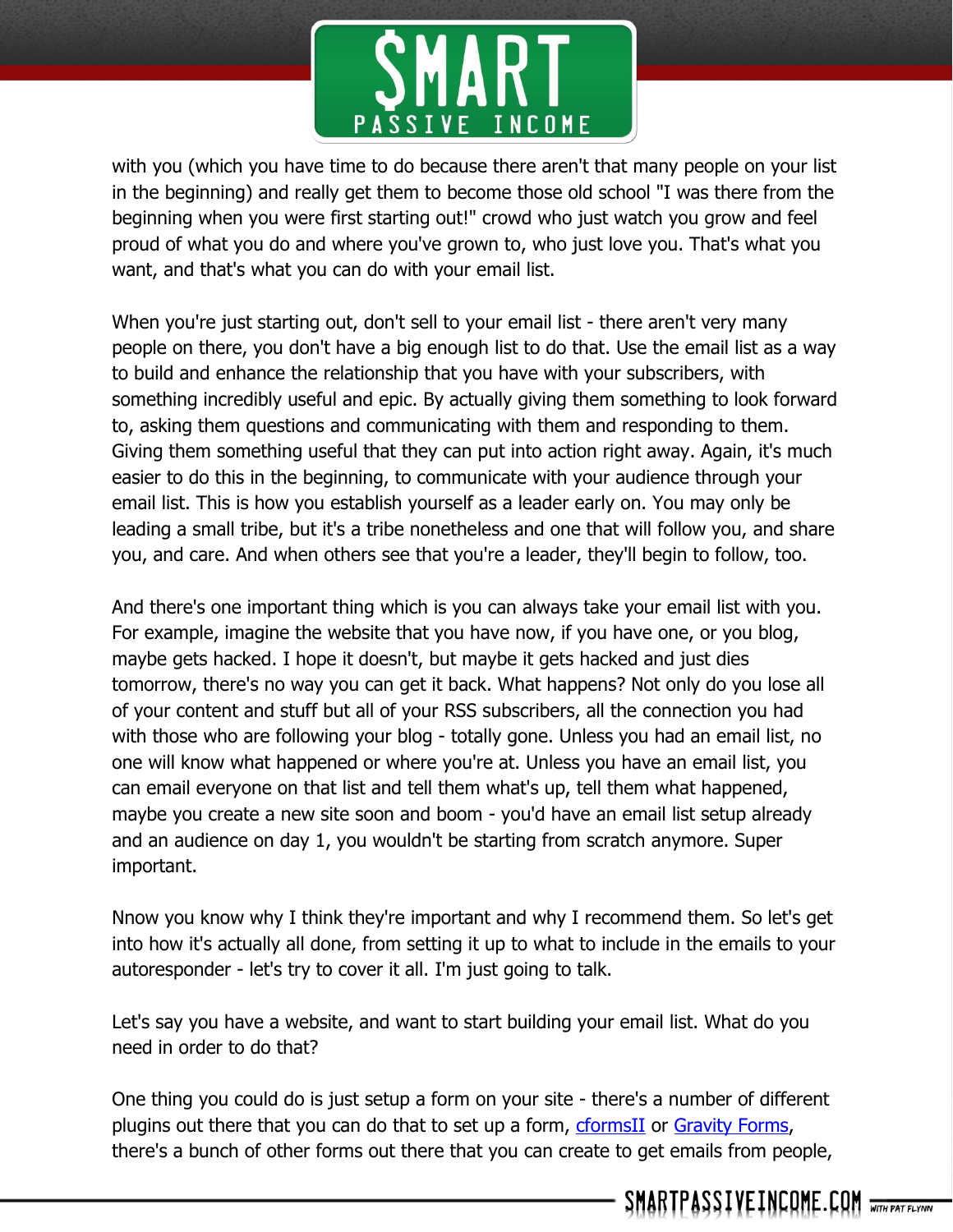with you (which you have time to do because there aren't that many people on your list in the beginning) and really get them to become those old school "I was there from the beginning when you were first starting out!" crowd who just watch you grow and feel proud of what you do and where you've grown to, who just love you. That's what you want, and that's what you can do with your email list.

When you're just starting out, don't sell to your email list - there aren't very many people on there, you don't have a big enough list to do that. Use the email list as a way to build and enhance the relationship that you have with your subscribers, with something incredibly useful and epic. By actually giving them something to look forward to, asking them questions and communicating with them and responding to them. Giving them something useful that they can put into action right away. Again, it's much easier to do this in the beginning, to communicate with your audience through your email list. This is how you establish yourself as a leader early on. You may only be leading a small tribe, but it's a tribe nonetheless and one that will follow you, and share you, and care. And when others see that you're a leader, they'll begin to follow, too.

And there's one important thing which is you can always take your email list with you. For example, imagine the website that you have now, if you have one, or you blog, maybe gets hacked. I hope it doesn't, but maybe it gets hacked and just dies tomorrow, there's no way you can get it back. What happens? Not only do you lose all of your content and stuff but all of your RSS subscribers, all the connection you had with those who are following your blog - totally gone. Unless you had an email list, no one will know what happened or where you're at. Unless you have an email list, you can email everyone on that list and tell them what's up, tell them what happened, maybe you create a new site soon and boom - you'd have an email list setup already and an audience on day 1, you wouldn't be starting from scratch anymore. Super important.

Nnow you know why I think they're important and why I recommend them. So let's get into how it's actually all done, from setting it up to what to include in the emails to your autoresponder - let's try to cover it all. I'm just going to talk.

Let's say you have a website, and want to start building your email list. What do you need in order to do that?

One thing you could do is just setup a form on your site - there's a number of different plugins out there that you can do that to set up a form, cformsII or Gravity Forms, there's a bunch of other forms out there that you can create to get emails from people,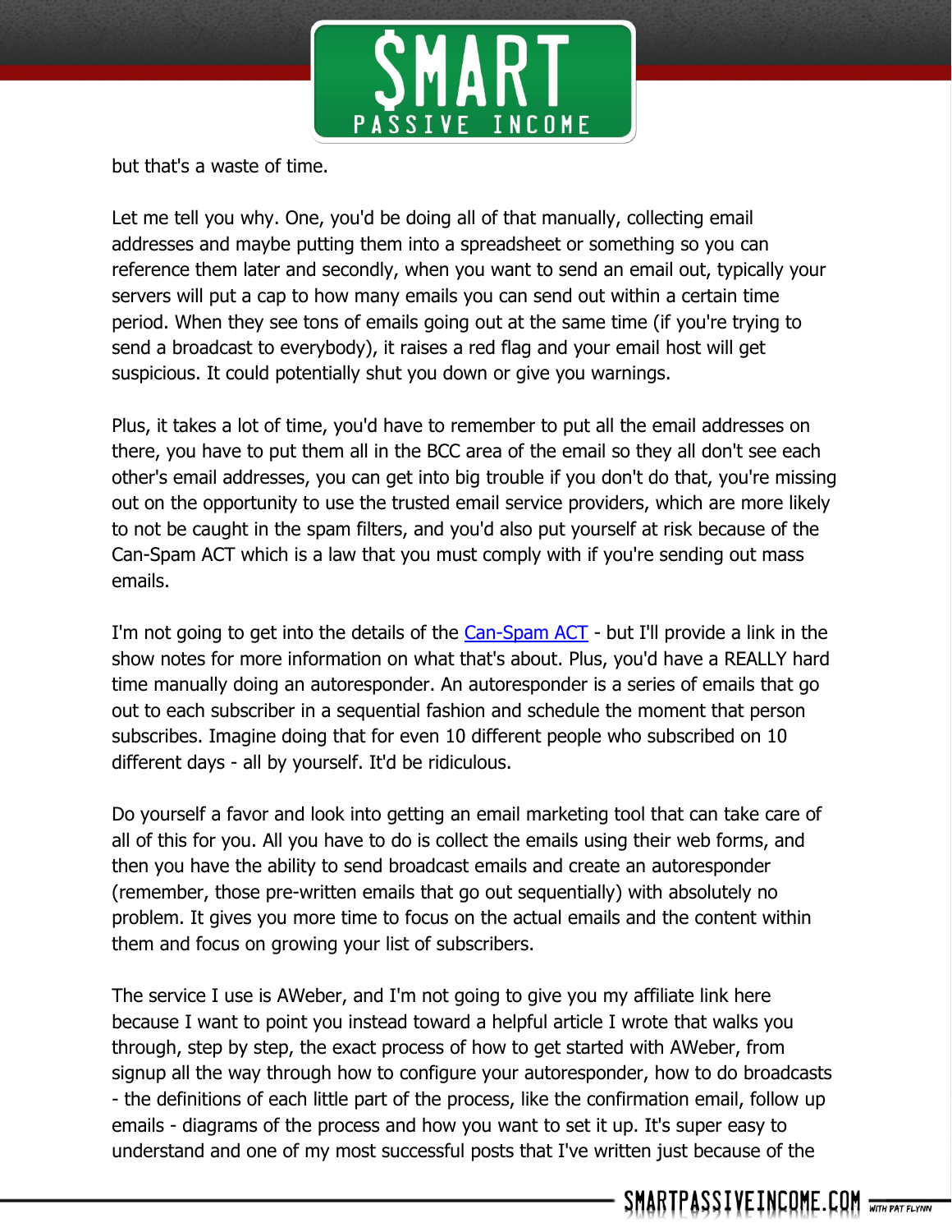but that's a waste of time.

Let me tell you why. One, you'd be doing all of that manually, collecting email addresses and maybe putting them into a spreadsheet or something so you can reference them later and secondly, when you want to send an email out, typically your servers will put a cap to how many emails you can send out within a certain time period. When they see tons of emails going out at the same time (if you're trying to send a broadcast to everybody), it raises a red flag and your email host will get suspicious. It could potentially shut you down or give you warnings.

Plus, it takes a lot of time, you'd have to remember to put all the email addresses on there, you have to put them all in the BCC area of the email so they all don't see each other's email addresses, you can get into big trouble if you don't do that, you're missing out on the opportunity to use the trusted email service providers, which are more likely to not be caught in the spam filters, and you'd also put yourself at risk because of the Can-Spam ACT which is a law that you must comply with if you're sending out mass emails.

I'm not going to get into the details of the [Can-Spam ACT](#) - but I'll provide a link in the show notes for more information on what that's about. Plus, you'd have a REALLY hard time manually doing an autoresponder. An autoresponder is a series of emails that go out to each subscriber in a sequential fashion and schedule the moment that person subscribes. Imagine doing that for even 10 different people who subscribed on 10 different days - all by yourself. It'd be ridiculous.

Do yourself a favor and look into getting an email marketing tool that can take care of all of this for you. All you have to do is collect the emails using their web forms, and then you have the ability to send broadcast emails and create an autoresponder (remember, those pre-written emails that go out sequentially) with absolutely no problem. It gives you more time to focus on the actual emails and the content within them and focus on growing your list of subscribers.

The service I use is AWeber, and I'm not going to give you my affiliate link here because I want to point you instead toward a helpful article I wrote that walks you through, step by step, the exact process of how to get started with AWeber, from signup all the way through how to configure your autoresponder, how to do broadcasts - the definitions of each little part of the process, like the confirmation email, follow up emails - diagrams of the process and how you want to set it up. It's super easy to understand and one of my most successful posts that I've written just because of the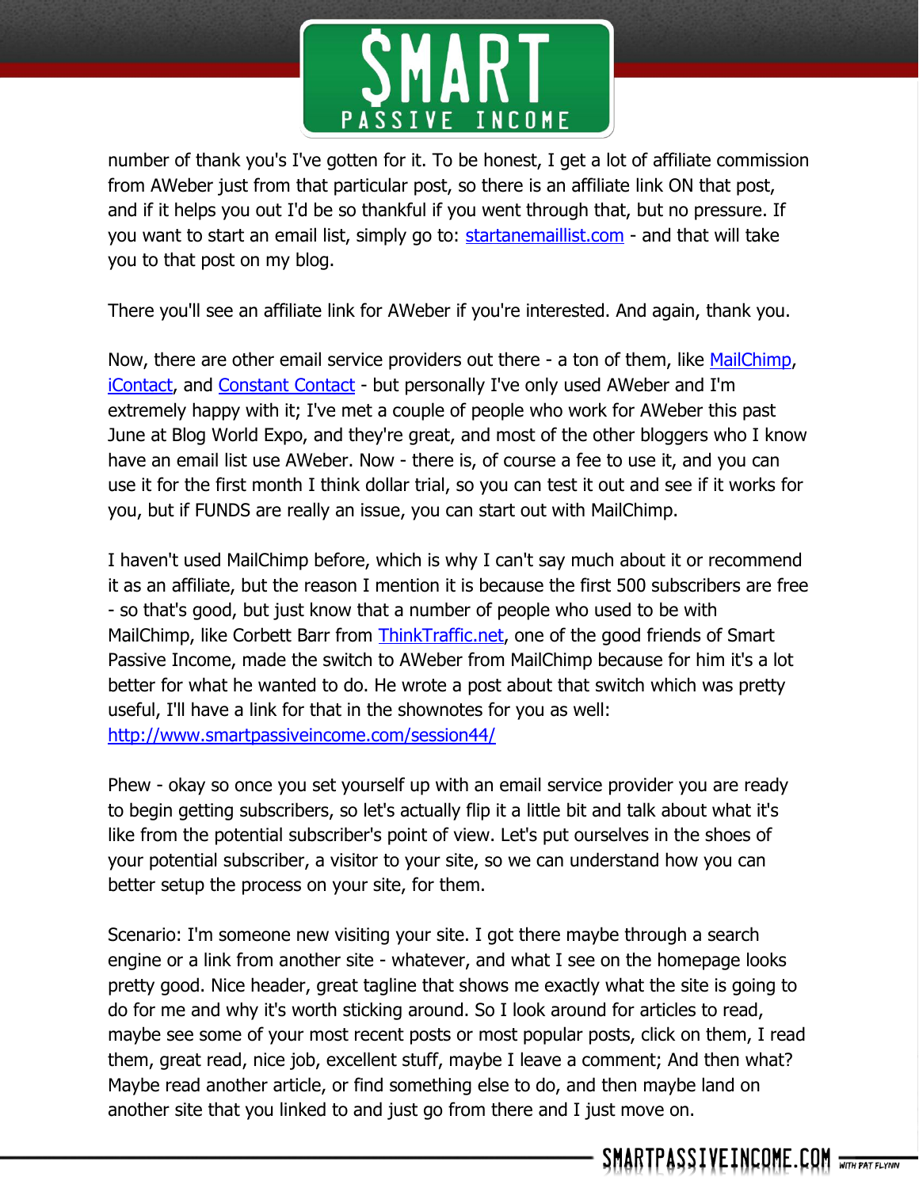number of thank you's I've gotten for it. To be honest, I get a lot of affiliate commission from AWeber just from that particular post, so there is an affiliate link ON that post, and if it helps you out I'd be so thankful if you went through that, but no pressure. If you want to start an email list, simply go to: [startanemaillist.com](startanemaillist.com) - and that will take you to that post on my blog.

There you'll see an affiliate link for AWeber if you're interested. And again, thank you.

Now, there are other email service providers out there - a ton of them, like [MailChimp](MailChimp), [iContact](iContact), and [Constant Contact](Constant Contact) - but personally I've only used AWeber and I'm extremely happy with it; I've met a couple of people who work for AWeber this past June at Blog World Expo, and they're great, and most of the other bloggers who I know have an email list use AWeber. Now - there is, of course a fee to use it, and you can use it for the first month I think dollar trial, so you can test it out and see if it works for you, but if FUNDS are really an issue, you can start out with MailChimp.

I haven't used MailChimp before, which is why I can't say much about it or recommend it as an affiliate, but the reason I mention it is because the first 500 subscribers are free - so that's good, but just know that a number of people who used to be with MailChimp, like Corbett Barr from [ThinkTraffic.net](ThinkTraffic.net), one of the good friends of Smart Passive Income, made the switch to AWeber from MailChimp because for him it's a lot better for what he wanted to do. He wrote a post about that switch which was pretty useful, I'll have a link for that in the shownotes for you as well: [http://www.smartpassiveincome.com/session44/](http://www.smartpassiveincome.com/session44/)

Phew - okay so once you set yourself up with an email service provider you are ready to begin getting subscribers, so let's actually flip it a little bit and talk about what it's like from the potential subscriber's point of view. Let's put ourselves in the shoes of your potential subscriber, a visitor to your site, so we can understand how you can better setup the process on your site, for them.

Scenario: I'm someone new visiting your site. I got there maybe through a search engine or a link from another site - whatever, and what I see on the homepage looks pretty good. Nice header, great tagline that shows me exactly what the site is going to do for me and why it's worth sticking around. So I look around for articles to read, maybe see some of your most recent posts or most popular posts, click on them, I read them, great read, nice job, excellent stuff, maybe I leave a comment; And then what? Maybe read another article, or find something else to do, and then maybe land on another site that you linked to and just go from there and I just move on.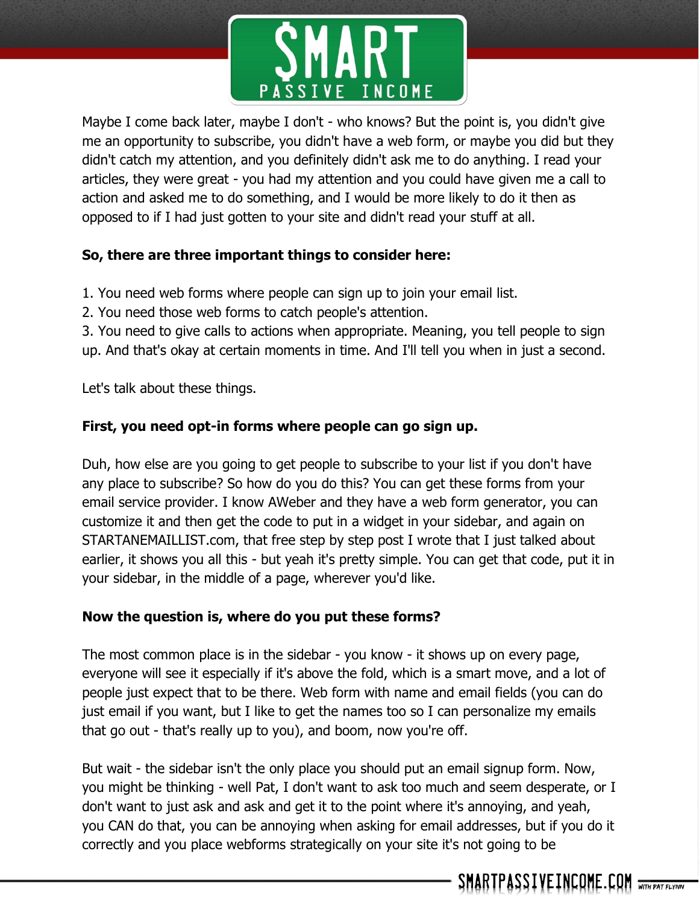Maybe I come back later, maybe I don't - who knows? But the point is, you didn't give me an opportunity to subscribe, you didn't have a web form, or maybe you did but they didn't catch my attention, and you definitely didn't ask me to do anything. I read your articles, they were great - you had my attention and you could have given me a call to action and asked me to do something, and I would be more likely to do it then as opposed to if I had just gotten to your site and didn't read your stuff at all.

**So, there are three important things to consider here:**

1. You need web forms where people can sign up to join your email list.
2. You need those web forms to catch people's attention.
3. You need to give calls to actions when appropriate. Meaning, you tell people to sign up. And that's okay at certain moments in time. And I'll tell you when in just a second.

Let's talk about these things.

**First, you need opt-in forms where people can go sign up.**

Duh, how else are you going to get people to subscribe to your list if you don't have any place to subscribe? So how do you do this? You can get these forms from your email service provider. I know AWeber and they have a web form generator, you can customize it and then get the code to put in a widget in your sidebar, and again on STARTANEMAILLIST.com, that free step by step post I wrote that I just talked about earlier, it shows you all this - but yeah it's pretty simple. You can get that code, put it in your sidebar, in the middle of a page, wherever you'd like.

**Now the question is, where do you put these forms?**

The most common place is in the sidebar - you know - it shows up on every page, everyone will see it especially if it's above the fold, which is a smart move, and a lot of people just expect that to be there. Web form with name and email fields (you can do just email if you want, but I like to get the names too so I can personalize my emails that go out - that's really up to you), and boom, now you're off.

But wait - the sidebar isn't the only place you should put an email signup form. Now, you might be thinking - well Pat, I don't want to ask too much and seem desperate, or I don't want to just ask and ask and get it to the point where it's annoying, and yeah, you CAN do that, you can be annoying when asking for email addresses, but if you do it correctly and you place webforms strategically on your site it's not going to be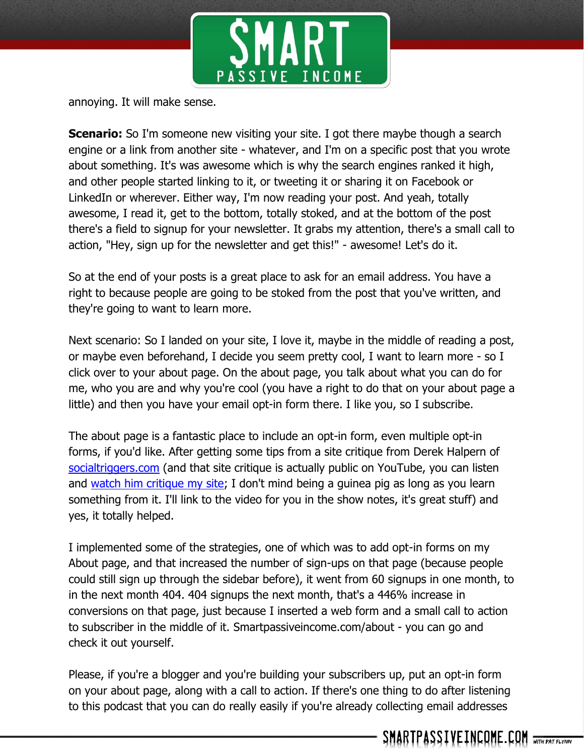annoying. It will make sense.

**Scenario:** So I'm someone new visiting your site. I got there maybe though a search engine or a link from another site - whatever, and I'm on a specific post that you wrote about something. It's was awesome which is why the search engines ranked it high, and other people started linking to it, or tweeting it or sharing it on Facebook or LinkedIn or wherever. Either way, I'm now reading your post. And yeah, totally awesome, I read it, get to the bottom, totally stoked, and at the bottom of the post there's a field to signup for your newsletter. It grabs my attention, there's a small call to action, "Hey, sign up for the newsletter and get this!" - awesome! Let's do it.

So at the end of your posts is a great place to ask for an email address. You have a right to because people are going to be stoked from the post that you've written, and they're going to want to learn more.

Next scenario: So I landed on your site, I love it, maybe in the middle of reading a post, or maybe even beforehand, I decide you seem pretty cool, I want to learn more - so I click over to your about page. On the about page, you talk about what you can do for me, who you are and why you're cool (you have a right to do that on your about page a little) and then you have your email opt-in form there. I like you, so I subscribe.

The about page is a fantastic place to include an opt-in form, even multiple opt-in forms, if you'd like. After getting some tips from a site critique from Derek Halpern of socialtriggers.com (and that site critique is actually public on YouTube, you can listen and watch him critique my site; I don't mind being a guinea pig as long as you learn something from it. I'll link to the video for you in the show notes, it's great stuff) and yes, it totally helped.

I implemented some of the strategies, one of which was to add opt-in forms on my About page, and that increased the number of sign-ups on that page (because people could still sign up through the sidebar before), it went from 60 signups in one month, to in the next month 404. 404 signups the next month, that's a 446% increase in conversions on that page, just because I inserted a web form and a small call to action to subscriber in the middle of it. Smartpassiveincome.com/about - you can go and check it out yourself.

Please, if you're a blogger and you're building your subscribers up, put an opt-in form on your about page, along with a call to action. If there's one thing to do after listening to this podcast that you can do really easily if you're already collecting email addresses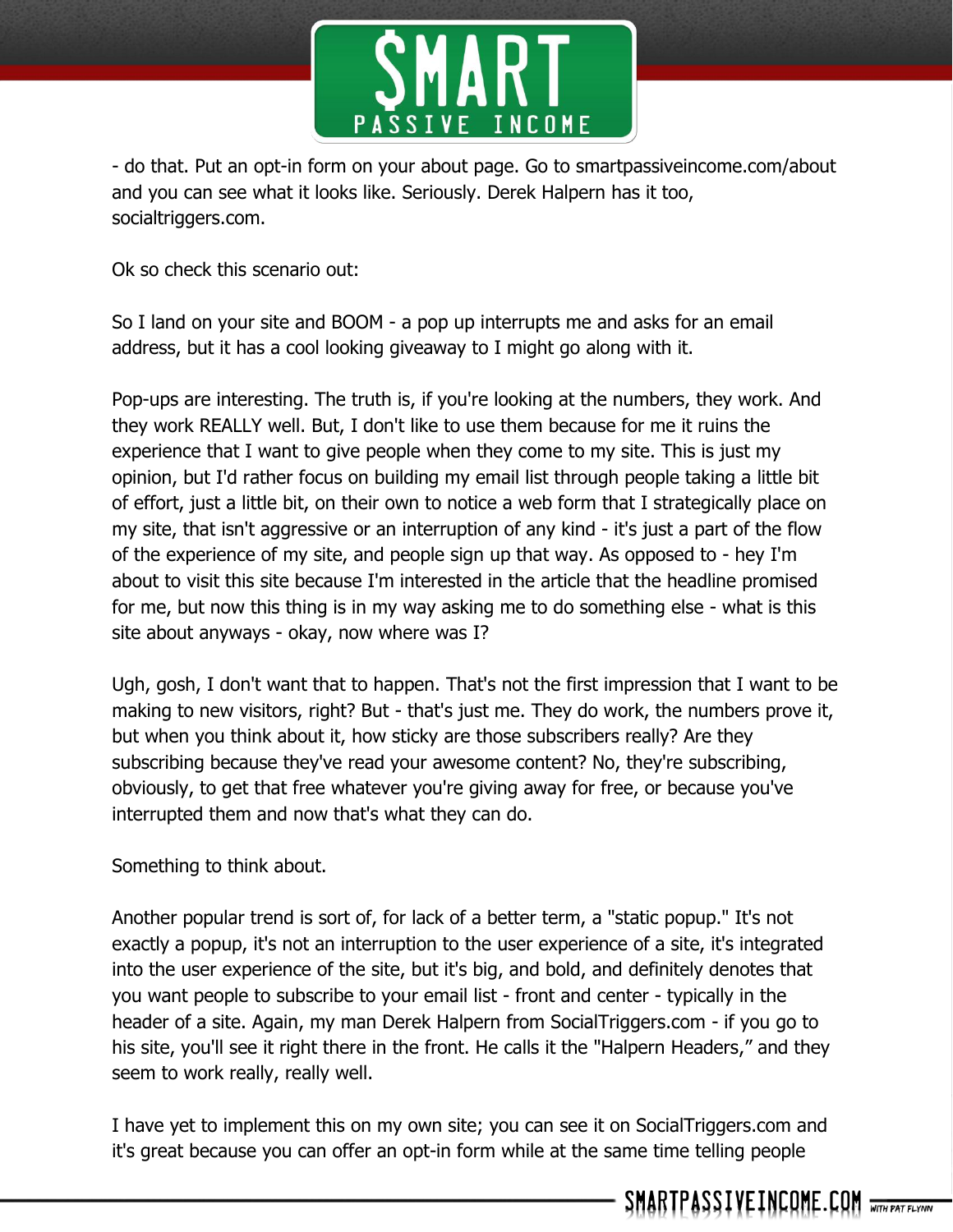- do that. Put an opt-in form on your about page. Go to smartpassiveincome.com/about and you can see what it looks like. Seriously. Derek Halpern has it too, socialtriggers.com.

Ok so check this scenario out:

So I land on your site and BOOM - a pop up interrupts me and asks for an email address, but it has a cool looking giveaway to I might go along with it.

Pop-ups are interesting. The truth is, if you're looking at the numbers, they work. And they work REALLY well. But, I don't like to use them because for me it ruins the experience that I want to give people when they come to my site. This is just my opinion, but I'd rather focus on building my email list through people taking a little bit of effort, just a little bit, on their own to notice a web form that I strategically place on my site, that isn't aggressive or an interruption of any kind - it's just a part of the flow of the experience of my site, and people sign up that way. As opposed to - hey I'm about to visit this site because I'm interested in the article that the headline promised for me, but now this thing is in my way asking me to do something else - what is this site about anyways - okay, now where was I?

Ugh, gosh, I don't want that to happen. That's not the first impression that I want to be making to new visitors, right? But - that's just me. They do work, the numbers prove it, but when you think about it, how sticky are those subscribers really? Are they subscribing because they've read your awesome content? No, they're subscribing, obviously, to get that free whatever you're giving away for free, or because you've interrupted them and now that's what they can do.

Something to think about.

Another popular trend is sort of, for lack of a better term, a "static popup." It's not exactly a popup, it's not an interruption to the user experience of a site, it's integrated into the user experience of the site, but it's big, and bold, and definitely denotes that you want people to subscribe to your email list - front and center - typically in the header of a site. Again, my man Derek Halpern from SocialTriggers.com - if you go to his site, you'll see it right there in the front. He calls it the "Halpern Headers," and they seem to work really, really well.

I have yet to implement this on my own site; you can see it on SocialTriggers.com and it's great because you can offer an opt-in form while at the same time telling people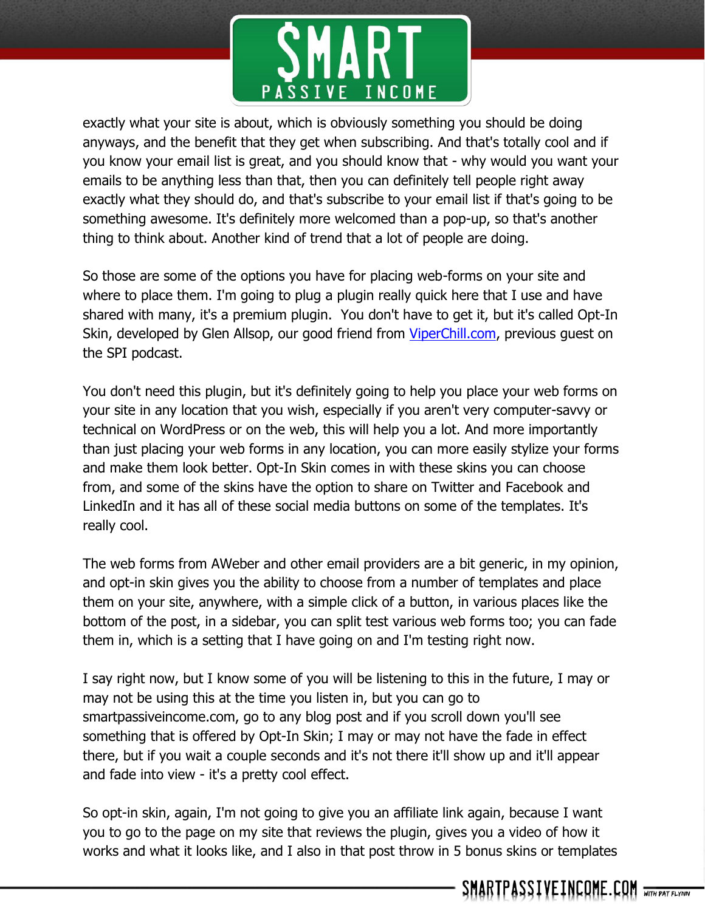exactly what your site is about, which is obviously something you should be doing anyways, and the benefit that they get when subscribing. And that's totally cool and if you know your email list is great, and you should know that - why would you want your emails to be anything less than that, then you can definitely tell people right away exactly what they should do, and that's subscribe to your email list if that's going to be something awesome. It's definitely more welcomed than a pop-up, so that's another thing to think about. Another kind of trend that a lot of people are doing.

So those are some of the options you have for placing web-forms on your site and where to place them. I'm going to plug a plugin really quick here that I use and have shared with many, it's a premium plugin.  You don't have to get it, but it's called Opt-In Skin, developed by Glen Allsop, our good friend from [ViperChill.com](http://ViperChill.com), previous guest on the SPI podcast.

You don't need this plugin, but it's definitely going to help you place your web forms on your site in any location that you wish, especially if you aren't very computer-savvy or technical on WordPress or on the web, this will help you a lot. And more importantly than just placing your web forms in any location, you can more easily stylize your forms and make them look better. Opt-In Skin comes in with these skins you can choose from, and some of the skins have the option to share on Twitter and Facebook and LinkedIn and it has all of these social media buttons on some of the templates. It's really cool.

The web forms from AWeber and other email providers are a bit generic, in my opinion, and opt-in skin gives you the ability to choose from a number of templates and place them on your site, anywhere, with a simple click of a button, in various places like the bottom of the post, in a sidebar, you can split test various web forms too; you can fade them in, which is a setting that I have going on and I'm testing right now.

I say right now, but I know some of you will be listening to this in the future, I may or may not be using this at the time you listen in, but you can go to smartpassiveincome.com, go to any blog post and if you scroll down you'll see something that is offered by Opt-In Skin; I may or may not have the fade in effect there, but if you wait a couple seconds and it's not there it'll show up and it'll appear and fade into view - it's a pretty cool effect.

So opt-in skin, again, I'm not going to give you an affiliate link again, because I want you to go to the page on my site that reviews the plugin, gives you a video of how it works and what it looks like, and I also in that post throw in 5 bonus skins or templates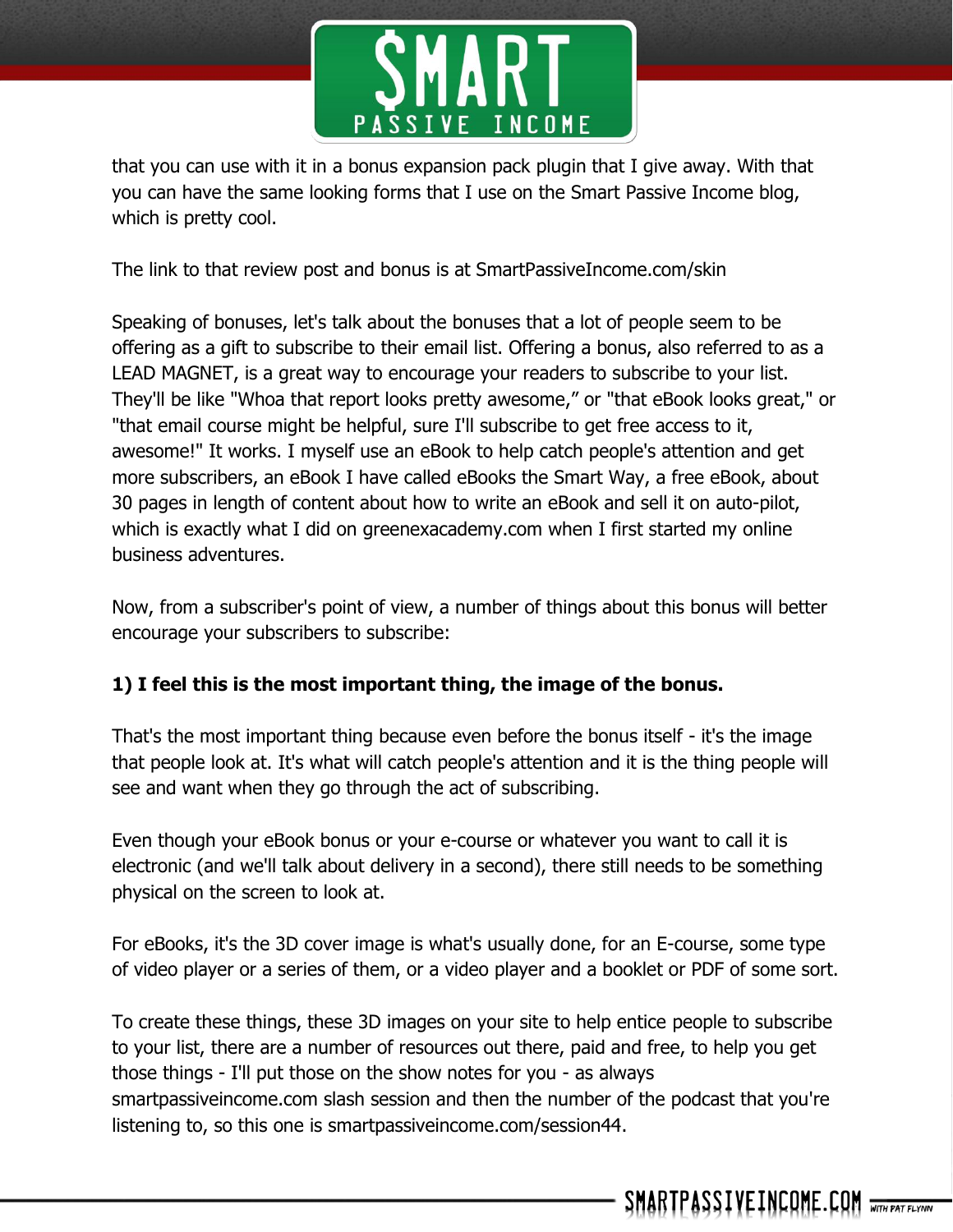that you can use with it in a bonus expansion pack plugin that I give away. With that you can have the same looking forms that I use on the Smart Passive Income blog, which is pretty cool.

The link to that review post and bonus is at SmartPassiveIncome.com/skin

Speaking of bonuses, let's talk about the bonuses that a lot of people seem to be offering as a gift to subscribe to their email list. Offering a bonus, also referred to as a LEAD MAGNET, is a great way to encourage your readers to subscribe to your list. They'll be like "Whoa that report looks pretty awesome," or "that eBook looks great," or "that email course might be helpful, sure I'll subscribe to get free access to it, awesome!" It works. I myself use an eBook to help catch people's attention and get more subscribers, an eBook I have called eBooks the Smart Way, a free eBook, about 30 pages in length of content about how to write an eBook and sell it on auto-pilot, which is exactly what I did on greenexacademy.com when I first started my online business adventures.

Now, from a subscriber's point of view, a number of things about this bonus will better encourage your subscribers to subscribe:

**1) I feel this is the most important thing, the image of the bonus.**

That's the most important thing because even before the bonus itself - it's the image that people look at. It's what will catch people's attention and it is the thing people will see and want when they go through the act of subscribing.

Even though your eBook bonus or your e-course or whatever you want to call it is electronic (and we'll talk about delivery in a second), there still needs to be something physical on the screen to look at.

For eBooks, it's the 3D cover image is what's usually done, for an E-course, some type of video player or a series of them, or a video player and a booklet or PDF of some sort.

To create these things, these 3D images on your site to help entice people to subscribe to your list, there are a number of resources out there, paid and free, to help you get those things - I'll put those on the show notes for you - as always smartpassiveincome.com slash session and then the number of the podcast that you're listening to, so this one is smartpassiveincome.com/session44.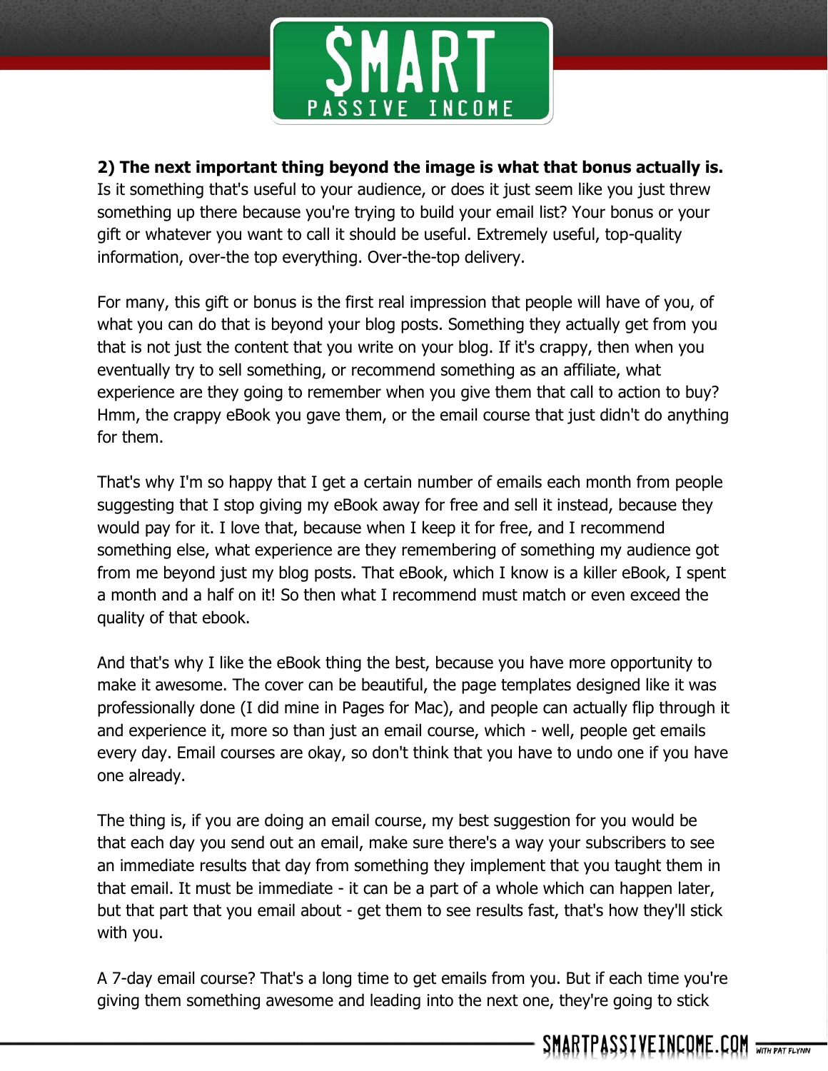**2) The next important thing beyond the image is what that bonus actually is.** Is it something that's useful to your audience, or does it just seem like you just threw something up there because you're trying to build your email list? Your bonus or your gift or whatever you want to call it should be useful. Extremely useful, top-quality information, over-the top everything. Over-the-top delivery.

For many, this gift or bonus is the first real impression that people will have of you, of what you can do that is beyond your blog posts. Something they actually get from you that is not just the content that you write on your blog. If it's crappy, then when you eventually try to sell something, or recommend something as an affiliate, what experience are they going to remember when you give them that call to action to buy? Hmm, the crappy eBook you gave them, or the email course that just didn't do anything for them.

That's why I'm so happy that I get a certain number of emails each month from people suggesting that I stop giving my eBook away for free and sell it instead, because they would pay for it. I love that, because when I keep it for free, and I recommend something else, what experience are they remembering of something my audience got from me beyond just my blog posts. That eBook, which I know is a killer eBook, I spent a month and a half on it! So then what I recommend must match or even exceed the quality of that ebook.

And that's why I like the eBook thing the best, because you have more opportunity to make it awesome. The cover can be beautiful, the page templates designed like it was professionally done (I did mine in Pages for Mac), and people can actually flip through it and experience it, more so than just an email course, which - well, people get emails every day. Email courses are okay, so don't think that you have to undo one if you have one already.

The thing is, if you are doing an email course, my best suggestion for you would be that each day you send out an email, make sure there's a way your subscribers to see an immediate results that day from something they implement that you taught them in that email. It must be immediate - it can be a part of a whole which can happen later, but that part that you email about - get them to see results fast, that's how they'll stick with you.

A 7-day email course? That's a long time to get emails from you. But if each time you're giving them something awesome and leading into the next one, they're going to stick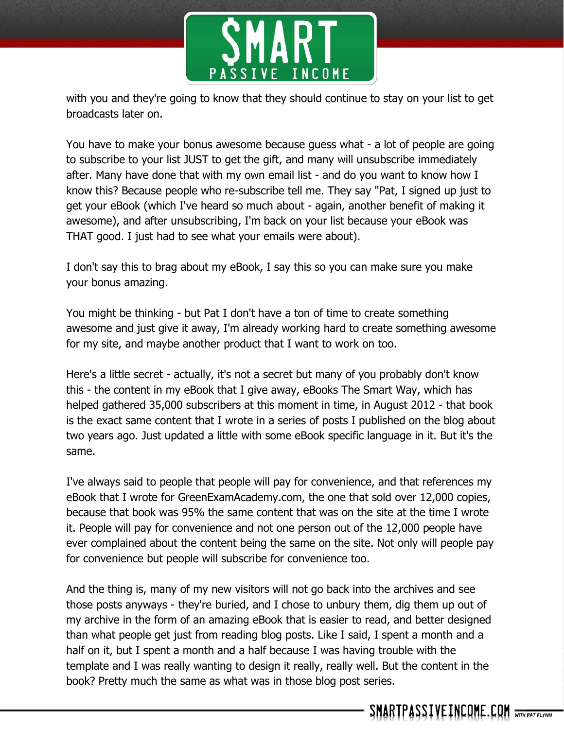with you and they're going to know that they should continue to stay on your list to get broadcasts later on.

You have to make your bonus awesome because guess what - a lot of people are going to subscribe to your list JUST to get the gift, and many will unsubscribe immediately after. Many have done that with my own email list - and do you want to know how I know this? Because people who re-subscribe tell me. They say "Pat, I signed up just to get your eBook (which I've heard so much about - again, another benefit of making it awesome), and after unsubscribing, I'm back on your list because your eBook was THAT good. I just had to see what your emails were about).

I don't say this to brag about my eBook, I say this so you can make sure you make your bonus amazing.

You might be thinking - but Pat I don't have a ton of time to create something awesome and just give it away, I'm already working hard to create something awesome for my site, and maybe another product that I want to work on too.

Here's a little secret - actually, it's not a secret but many of you probably don't know this - the content in my eBook that I give away, eBooks The Smart Way, which has helped gathered 35,000 subscribers at this moment in time, in August 2012 - that book is the exact same content that I wrote in a series of posts I published on the blog about two years ago. Just updated a little with some eBook specific language in it. But it's the same.

I've always said to people that people will pay for convenience, and that references my eBook that I wrote for GreenExamAcademy.com, the one that sold over 12,000 copies, because that book was 95% the same content that was on the site at the time I wrote it. People will pay for convenience and not one person out of the 12,000 people have ever complained about the content being the same on the site. Not only will people pay for convenience but people will subscribe for convenience too.

And the thing is, many of my new visitors will not go back into the archives and see those posts anyways - they're buried, and I chose to unbury them, dig them up out of my archive in the form of an amazing eBook that is easier to read, and better designed than what people get just from reading blog posts. Like I said, I spent a month and a half on it, but I spent a month and a half because I was having trouble with the template and I was really wanting to design it really, really well. But the content in the book? Pretty much the same as what was in those blog post series.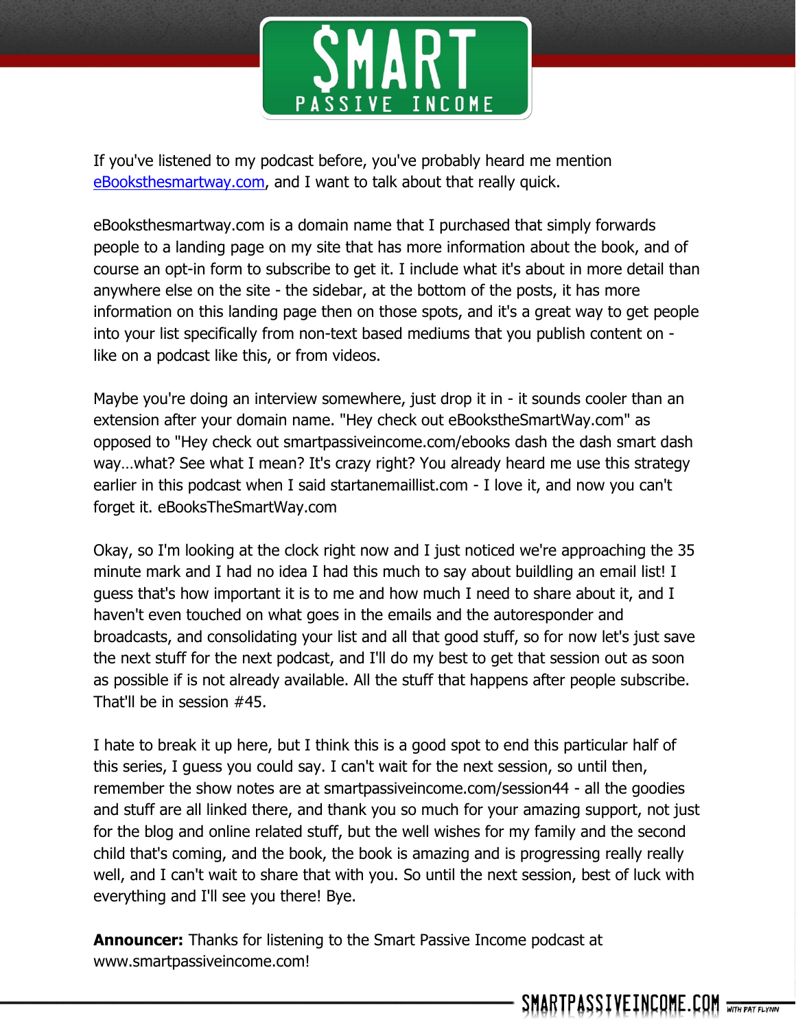If you've listened to my podcast before, you've probably heard me mention [eBooksthesmartway.com](http://eBooksthesmartway.com), and I want to talk about that really quick.

eBooksthesmartway.com is a domain name that I purchased that simply forwards people to a landing page on my site that has more information about the book, and of course an opt-in form to subscribe to get it. I include what it's about in more detail than anywhere else on the site - the sidebar, at the bottom of the posts, it has more information on this landing page then on those spots, and it's a great way to get people into your list specifically from non-text based mediums that you publish content on - like on a podcast like this, or from videos.

Maybe you're doing an interview somewhere, just drop it in - it sounds cooler than an extension after your domain name. "Hey check out eBookstheSmartWay.com" as opposed to "Hey check out smartpassiveincome.com/ebooks dash the dash smart dash way…what? See what I mean? It's crazy right? You already heard me use this strategy earlier in this podcast when I said startanemaillist.com - I love it, and now you can't forget it. eBooksTheSmartWay.com

Okay, so I'm looking at the clock right now and I just noticed we're approaching the 35 minute mark and I had no idea I had this much to say about buildling an email list! I guess that's how important it is to me and how much I need to share about it, and I haven't even touched on what goes in the emails and the autoresponder and broadcasts, and consolidating your list and all that good stuff, so for now let's just save the next stuff for the next podcast, and I'll do my best to get that session out as soon as possible if is not already available. All the stuff that happens after people subscribe. That'll be in session #45.

I hate to break it up here, but I think this is a good spot to end this particular half of this series, I guess you could say. I can't wait for the next session, so until then, remember the show notes are at smartpassiveincome.com/session44 - all the goodies and stuff are all linked there, and thank you so much for your amazing support, not just for the blog and online related stuff, but the well wishes for my family and the second child that's coming, and the book, the book is amazing and is progressing really really well, and I can't wait to share that with you. So until the next session, best of luck with everything and I'll see you there! Bye.

**Announcer:** Thanks for listening to the Smart Passive Income podcast at www.smartpassiveincome.com!